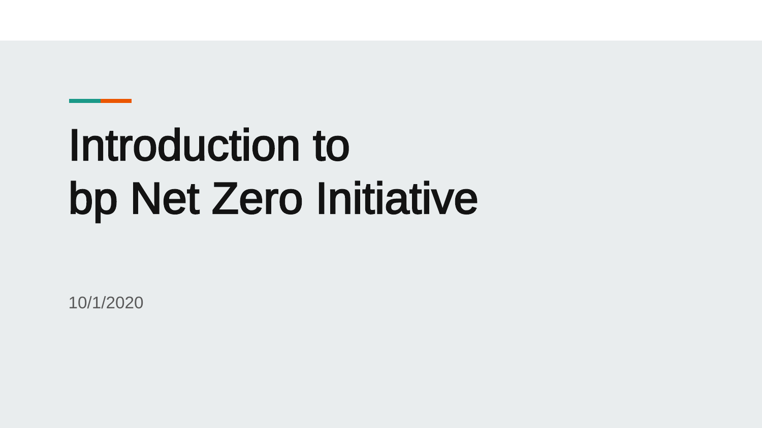# Introduction to bp Net Zero Initiative

10/1/2020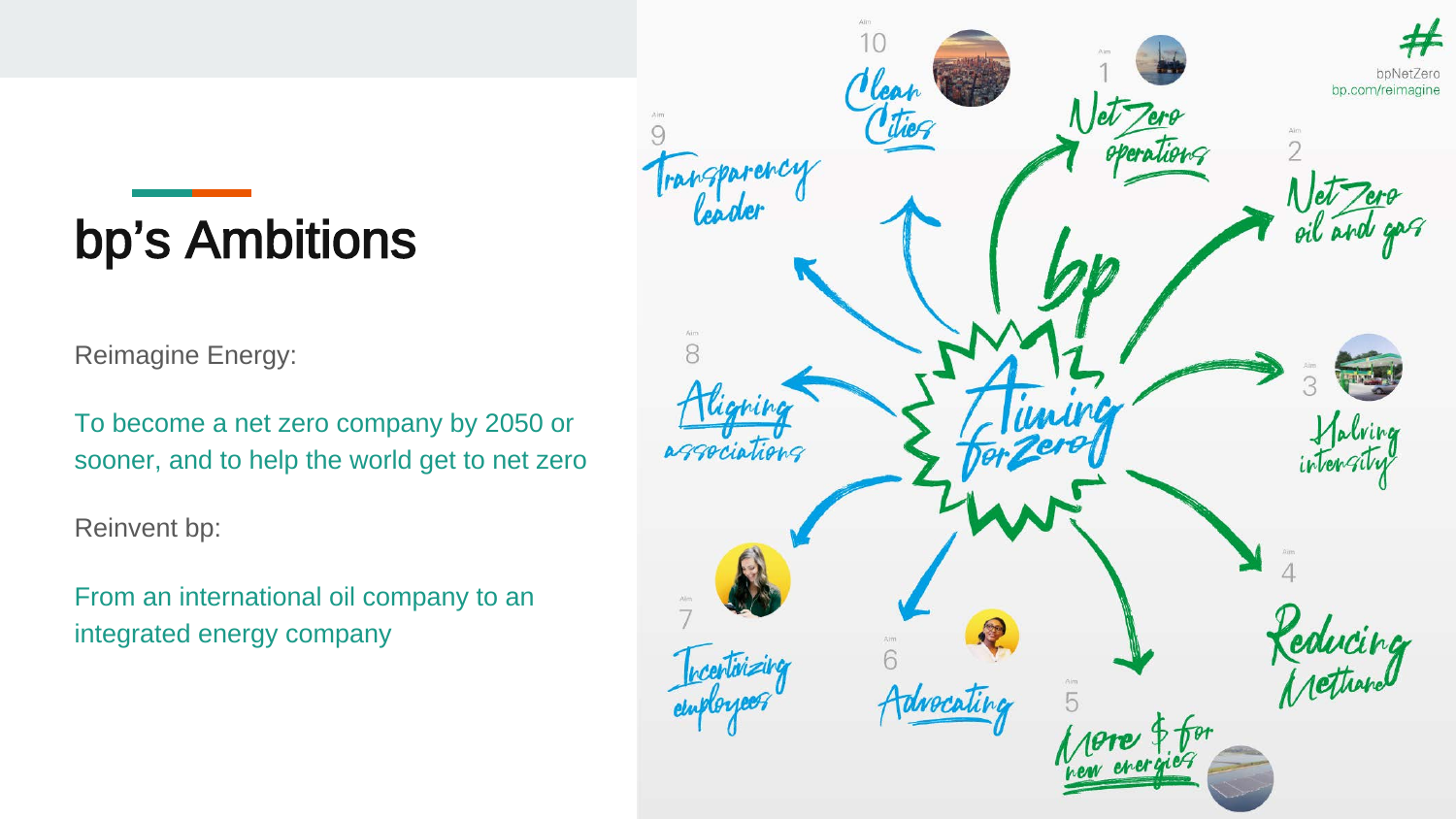# bp's Ambitions

Reimagine Energy:

To become a net zero company by 2050 or sooner, and to help the world get to net zero

Reinvent bp:

From an international oil company to an integrated energy company

#bpNetZero
bp.com/reimagine

bp Aiming for Zero

- Aim 1: Net Zero operations
- Aim 2: Net Zero oil and gas
- Aim 3: Halving intensity
- Aim 4: Reducing Methane
- Aim 5: More $ for new energies
- Aim 6: Advocating
- Aim 7: Incentivizing employees
- Aim 8: Aligning associations
- Aim 9: Transparency leader
- Aim 10: Clean Cities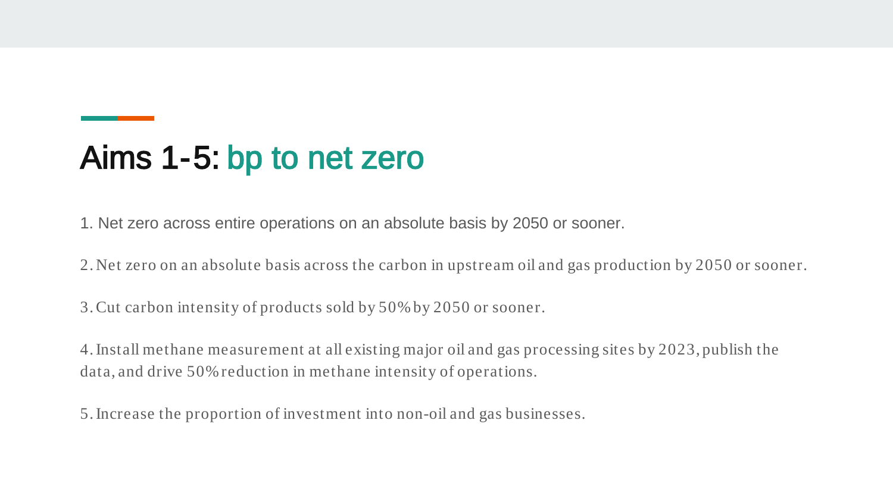# Aims 1-5: bp to net zero

1. Net zero across entire operations on an absolute basis by 2050 or sooner.

2. Net zero on an absolute basis across the carbon in upstream oil and gas production by 2050 or sooner.

3. Cut carbon intensity of products sold by 50% by 2050 or sooner.

4. Install methane measurement at all existing major oil and gas processing sites by 2023, publish the data, and drive 50% reduction in methane intensity of operations.

5. Increase the proportion of investment into non-oil and gas businesses.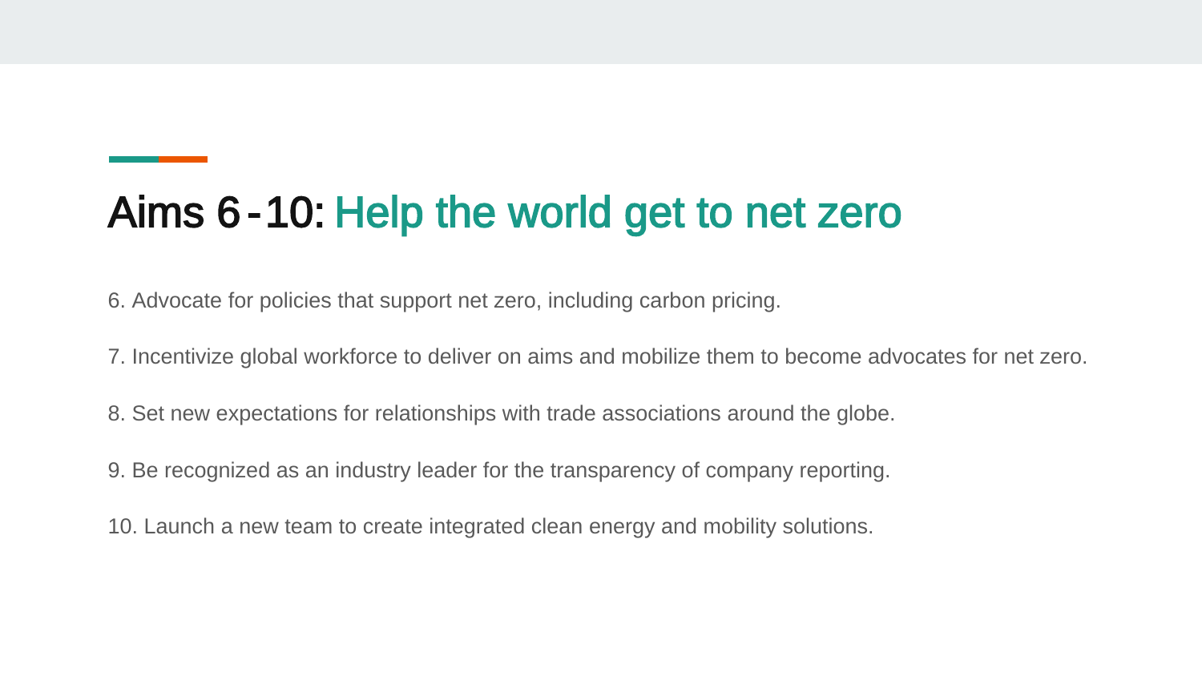## Aims 6-10: Help the world get to net zero

6. Advocate for policies that support net zero, including carbon pricing.

7. Incentivize global workforce to deliver on aims and mobilize them to become advocates for net zero.

8. Set new expectations for relationships with trade associations around the globe.

9. Be recognized as an industry leader for the transparency of company reporting.

10. Launch a new team to create integrated clean energy and mobility solutions.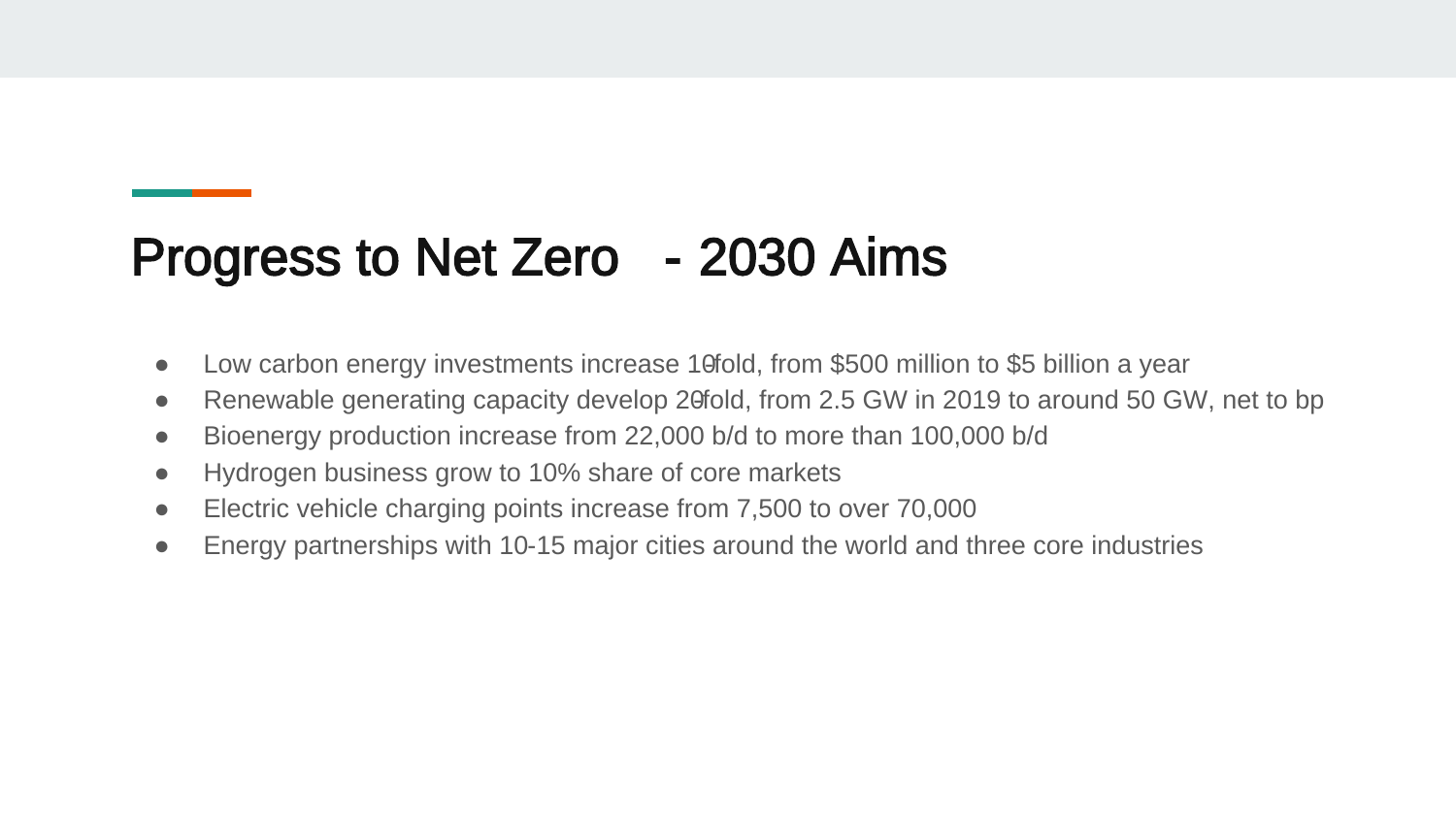# Progress to Net Zero - 2030 Aims

- Low carbon energy investments increase 10-fold, from $500 million to $5 billion a year
- Renewable generating capacity develop 20-fold, from 2.5 GW in 2019 to around 50 GW, net to bp
- Bioenergy production increase from 22,000 b/d to more than 100,000 b/d
- Hydrogen business grow to 10% share of core markets
- Electric vehicle charging points increase from 7,500 to over 70,000
- Energy partnerships with 10-15 major cities around the world and three core industries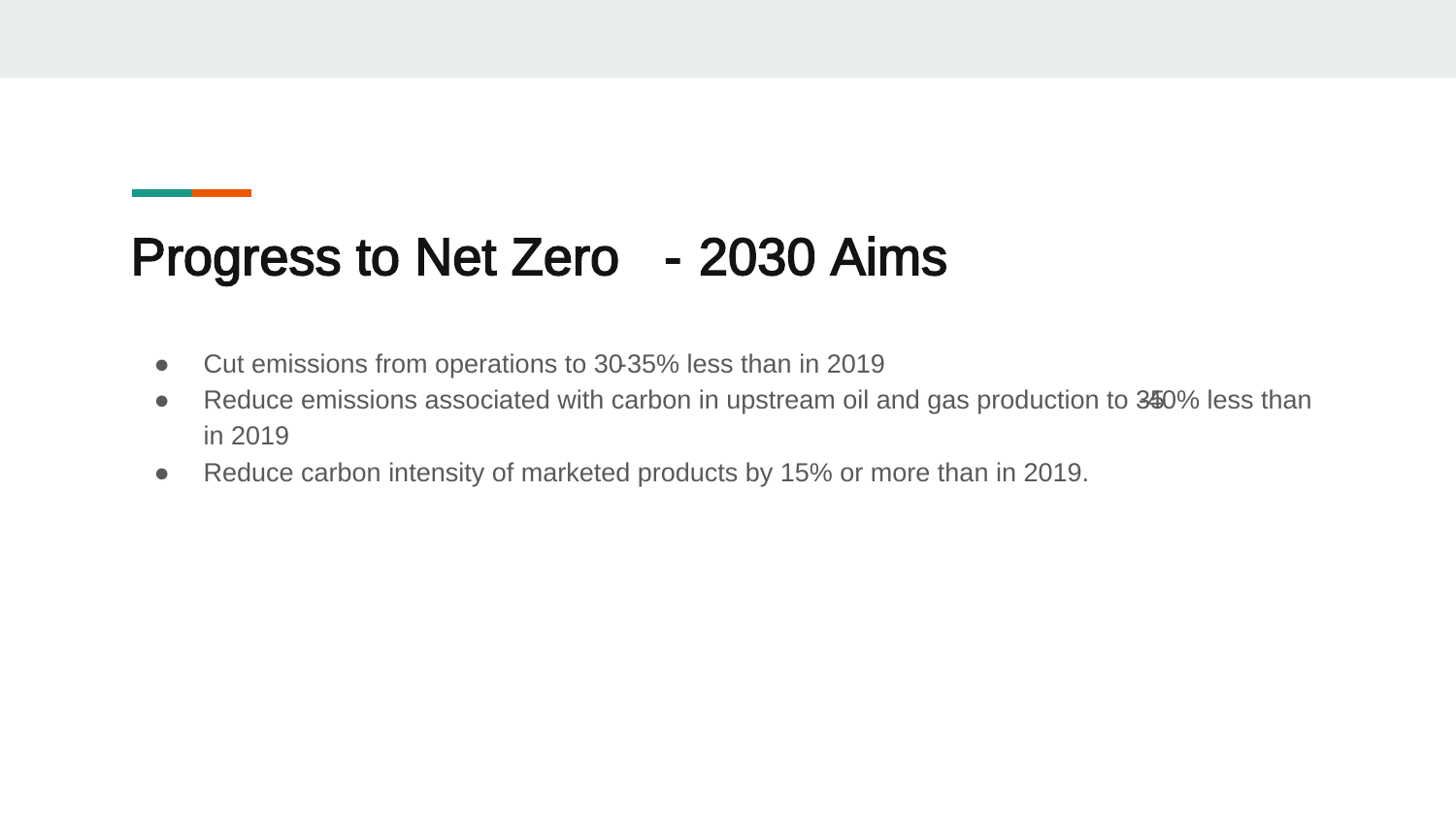# Progress to Net Zero - 2030 Aims

- Cut emissions from operations to 30-35% less than in 2019
- Reduce emissions associated with carbon in upstream oil and gas production to 35-40% less than in 2019
- Reduce carbon intensity of marketed products by 15% or more than in 2019.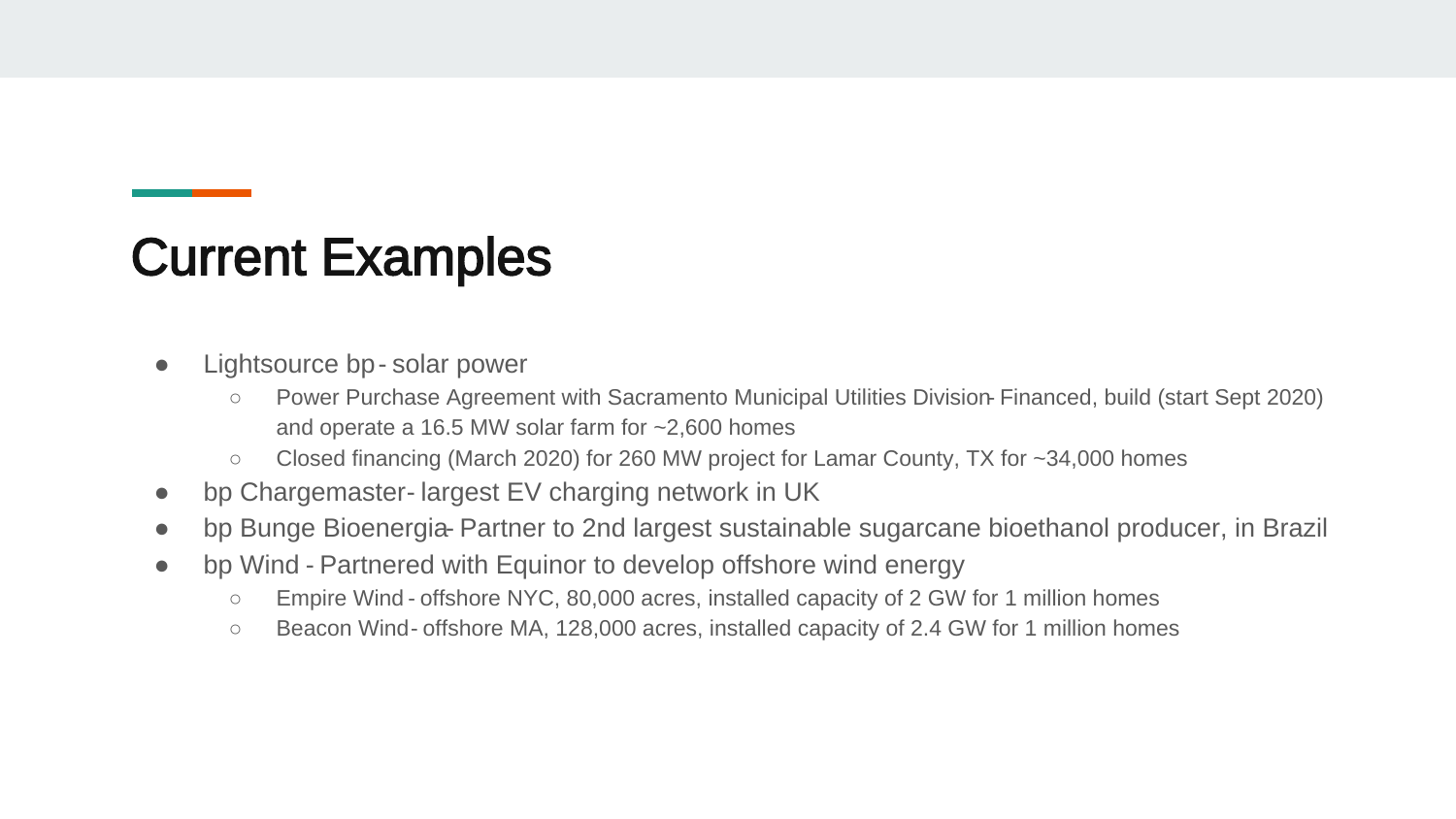# Current Examples

- Lightsource bp - solar power
  - Power Purchase Agreement with Sacramento Municipal Utilities Division- Financed, build (start Sept 2020) and operate a 16.5 MW solar farm for ~2,600 homes
  - Closed financing (March 2020) for 260 MW project for Lamar County, TX for ~34,000 homes
- bp Chargemaster - largest EV charging network in UK
- bp Bunge Bioenergia- Partner to 2nd largest sustainable sugarcane bioethanol producer, in Brazil
- bp Wind - Partnered with Equinor to develop offshore wind energy
  - Empire Wind - offshore NYC, 80,000 acres, installed capacity of 2 GW for 1 million homes
  - Beacon Wind - offshore MA, 128,000 acres, installed capacity of 2.4 GW for 1 million homes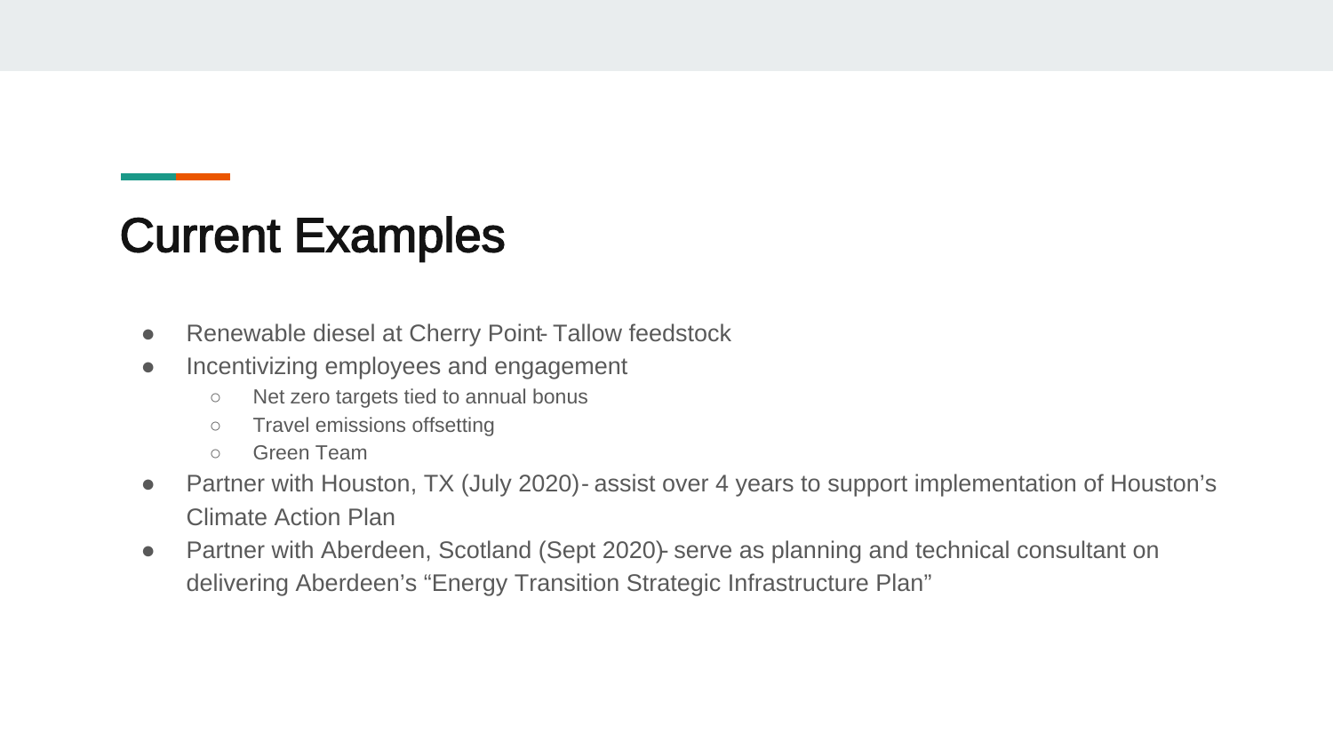# Current Examples

- Renewable diesel at Cherry Point- Tallow feedstock
- Incentivizing employees and engagement
  - Net zero targets tied to annual bonus
  - Travel emissions offsetting
  - Green Team
- Partner with Houston, TX (July 2020)- assist over 4 years to support implementation of Houston's Climate Action Plan
- Partner with Aberdeen, Scotland (Sept 2020)- serve as planning and technical consultant on delivering Aberdeen's "Energy Transition Strategic Infrastructure Plan"